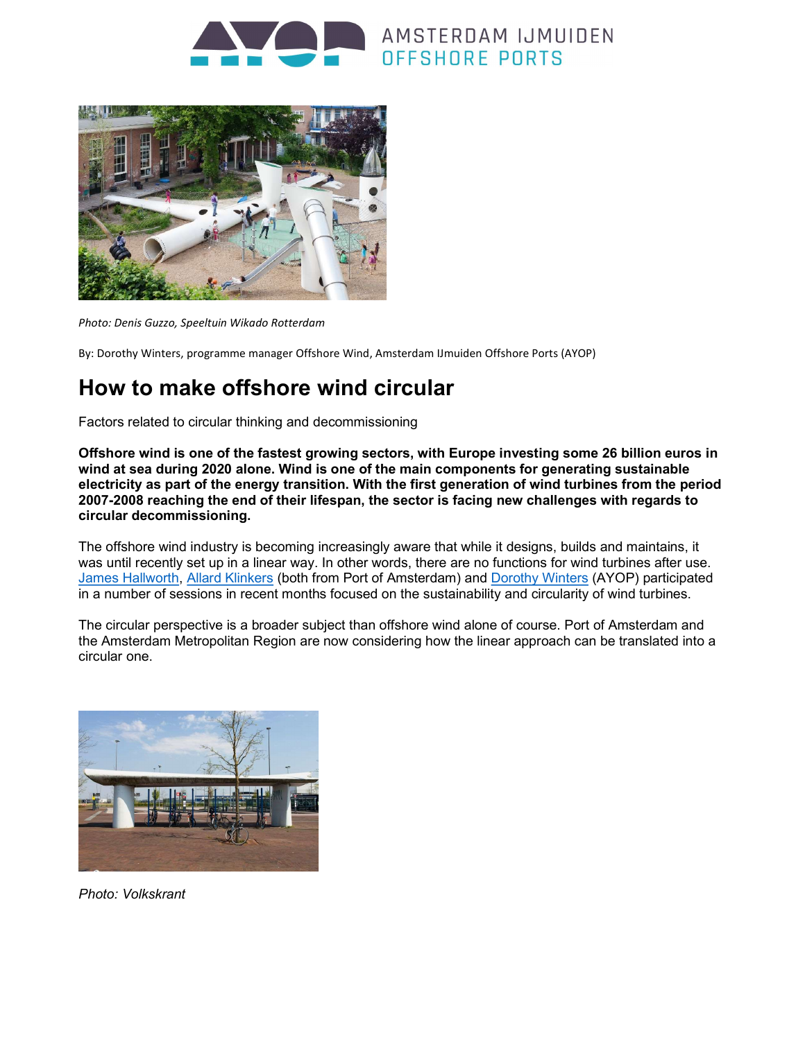*Photo: Denis Guzzo, Speeltuin Wikado Rotterdam*

By: Dorothy Winters, programme manager Offshore Wind, Amsterdam IJmuiden Offshore Ports (AYOP)

# How to make offshore wind circular

Factors related to circular thinking and decommissioning

**Offshore wind is one of the fastest growing sectors, with Europe investing some 26 billion euros in wind at sea during 2020 alone. Wind is one of the main components for generating sustainable electricity as part of the energy transition. With the first generation of wind turbines from the period 2007-2008 reaching the end of their lifespan, the sector is facing new challenges with regards to circular decommissioning.**

The offshore wind industry is becoming increasingly aware that while it designs, builds and maintains, it was until recently set up in a linear way. In other words, there are no functions for wind turbines after use. James Hallworth, Allard Klinkers (both from Port of Amsterdam) and Dorothy Winters (AYOP) participated in a number of sessions in recent months focused on the sustainability and circularity of wind turbines.

The circular perspective is a broader subject than offshore wind alone of course. Port of Amsterdam and the Amsterdam Metropolitan Region are now considering how the linear approach can be translated into a circular one.

*Photo: Volkskrant*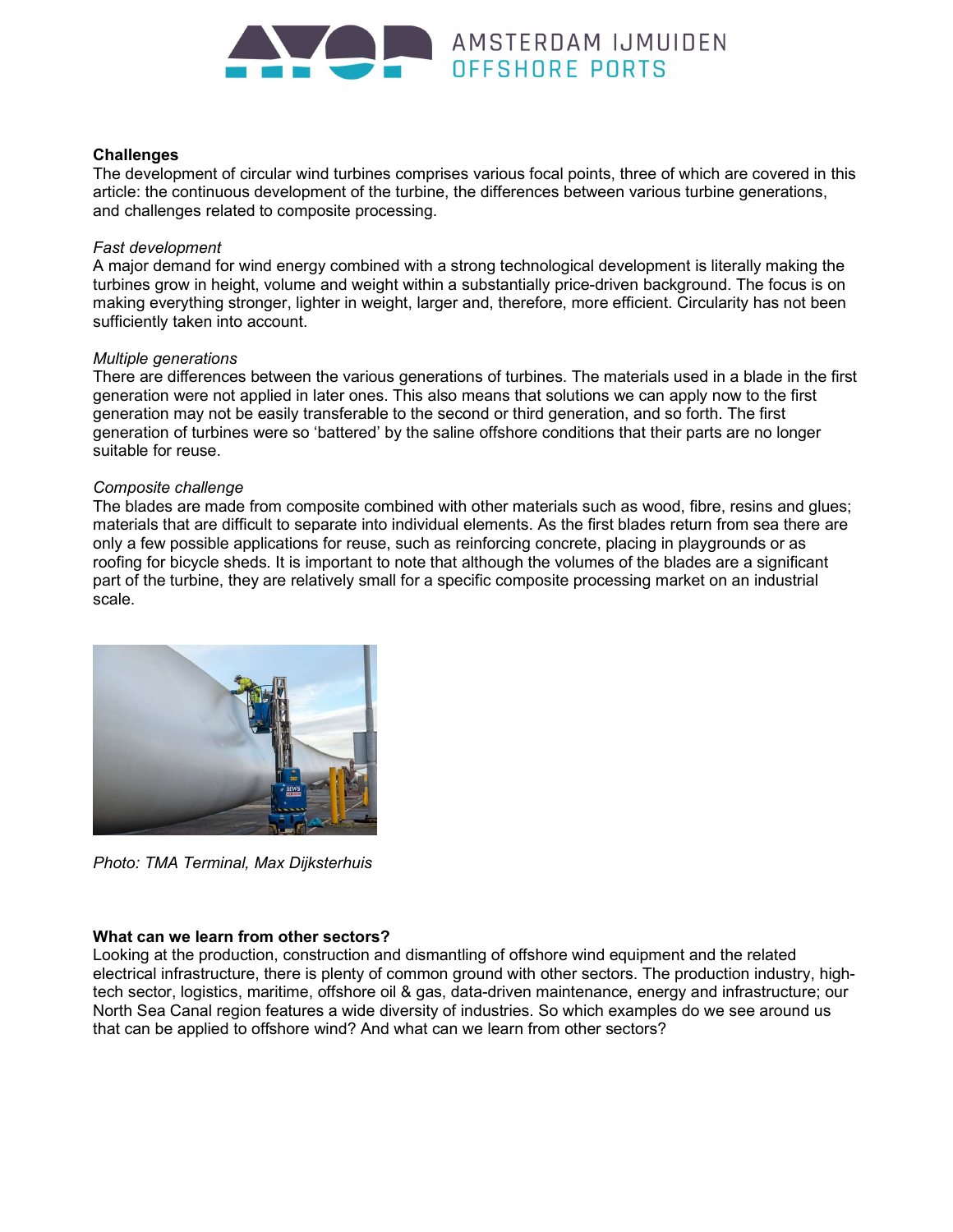**Challenges**

The development of circular wind turbines comprises various focal points, three of which are covered in this article: the continuous development of the turbine, the differences between various turbine generations, and challenges related to composite processing.

*Fast development*

A major demand for wind energy combined with a strong technological development is literally making the turbines grow in height, volume and weight within a substantially price-driven background. The focus is on making everything stronger, lighter in weight, larger and, therefore, more efficient. Circularity has not been sufficiently taken into account.

*Multiple generations*

There are differences between the various generations of turbines. The materials used in a blade in the first generation were not applied in later ones. This also means that solutions we can apply now to the first generation may not be easily transferable to the second or third generation, and so forth. The first generation of turbines were so 'battered' by the saline offshore conditions that their parts are no longer suitable for reuse.

*Composite challenge*

The blades are made from composite combined with other materials such as wood, fibre, resins and glues; materials that are difficult to separate into individual elements. As the first blades return from sea there are only a few possible applications for reuse, such as reinforcing concrete, placing in playgrounds or as roofing for bicycle sheds. It is important to note that although the volumes of the blades are a significant part of the turbine, they are relatively small for a specific composite processing market on an industrial scale.

*Photo: TMA Terminal, Max Dijksterhuis*

**What can we learn from other sectors?**

Looking at the production, construction and dismantling of offshore wind equipment and the related electrical infrastructure, there is plenty of common ground with other sectors. The production industry, high-tech sector, logistics, maritime, offshore oil & gas, data-driven maintenance, energy and infrastructure; our North Sea Canal region features a wide diversity of industries. So which examples do we see around us that can be applied to offshore wind? And what can we learn from other sectors?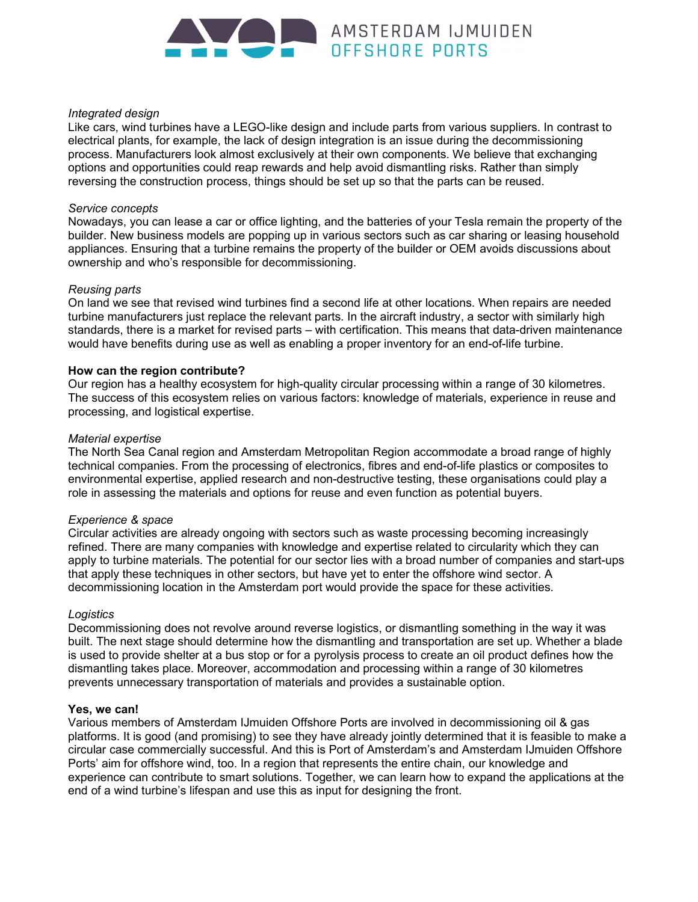*Integrated design*

Like cars, wind turbines have a LEGO-like design and include parts from various suppliers. In contrast to electrical plants, for example, the lack of design integration is an issue during the decommissioning process. Manufacturers look almost exclusively at their own components. We believe that exchanging options and opportunities could reap rewards and help avoid dismantling risks. Rather than simply reversing the construction process, things should be set up so that the parts can be reused.

*Service concepts*

Nowadays, you can lease a car or office lighting, and the batteries of your Tesla remain the property of the builder. New business models are popping up in various sectors such as car sharing or leasing household appliances. Ensuring that a turbine remains the property of the builder or OEM avoids discussions about ownership and who's responsible for decommissioning.

*Reusing parts*

On land we see that revised wind turbines find a second life at other locations. When repairs are needed turbine manufacturers just replace the relevant parts. In the aircraft industry, a sector with similarly high standards, there is a market for revised parts – with certification. This means that data-driven maintenance would have benefits during use as well as enabling a proper inventory for an end-of-life turbine.

**How can the region contribute?**

Our region has a healthy ecosystem for high-quality circular processing within a range of 30 kilometres. The success of this ecosystem relies on various factors: knowledge of materials, experience in reuse and processing, and logistical expertise.

*Material expertise*

The North Sea Canal region and Amsterdam Metropolitan Region accommodate a broad range of highly technical companies. From the processing of electronics, fibres and end-of-life plastics or composites to environmental expertise, applied research and non-destructive testing, these organisations could play a role in assessing the materials and options for reuse and even function as potential buyers.

*Experience & space*

Circular activities are already ongoing with sectors such as waste processing becoming increasingly refined. There are many companies with knowledge and expertise related to circularity which they can apply to turbine materials. The potential for our sector lies with a broad number of companies and start-ups that apply these techniques in other sectors, but have yet to enter the offshore wind sector. A decommissioning location in the Amsterdam port would provide the space for these activities.

*Logistics*

Decommissioning does not revolve around reverse logistics, or dismantling something in the way it was built. The next stage should determine how the dismantling and transportation are set up. Whether a blade is used to provide shelter at a bus stop or for a pyrolysis process to create an oil product defines how the dismantling takes place. Moreover, accommodation and processing within a range of 30 kilometres prevents unnecessary transportation of materials and provides a sustainable option.

**Yes, we can!**

Various members of Amsterdam IJmuiden Offshore Ports are involved in decommissioning oil & gas platforms. It is good (and promising) to see they have already jointly determined that it is feasible to make a circular case commercially successful. And this is Port of Amsterdam's and Amsterdam IJmuiden Offshore Ports' aim for offshore wind, too. In a region that represents the entire chain, our knowledge and experience can contribute to smart solutions. Together, we can learn how to expand the applications at the end of a wind turbine's lifespan and use this as input for designing the front.